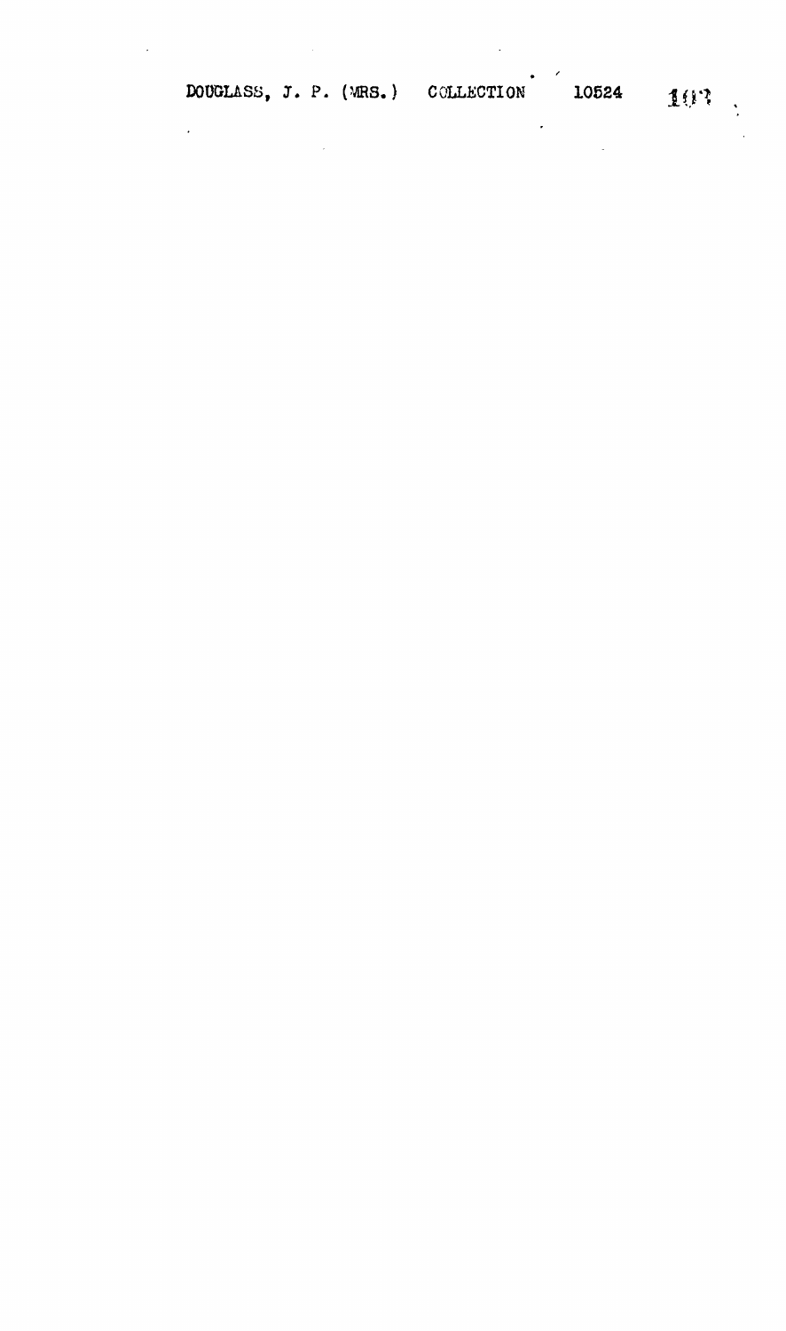DOUGLASS, J. P. (MRS.) COLLECTION 10524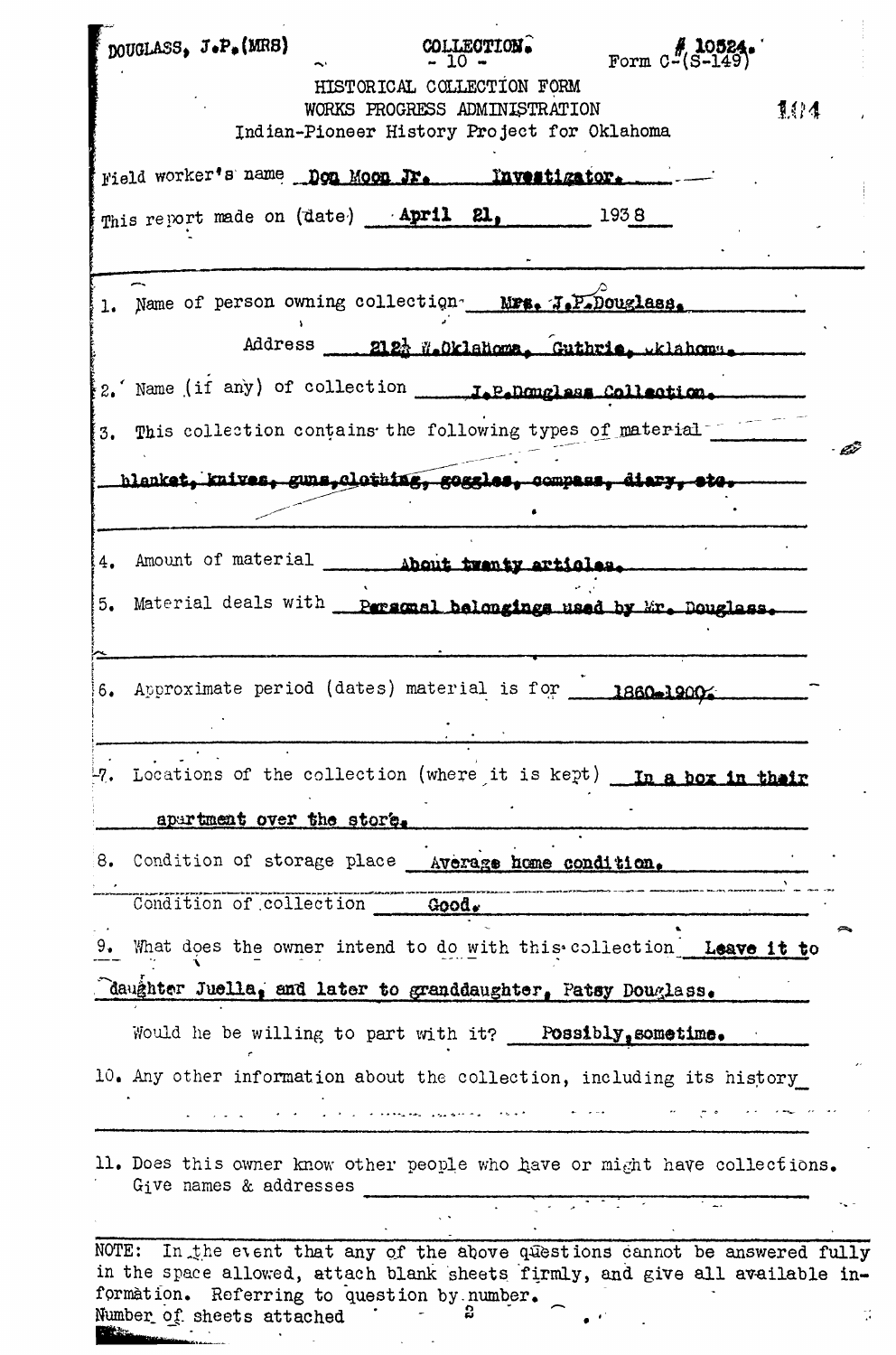DOUGLASS, J.P.(MRS) COLLECTION. - 10 - Form C-(S-149) # 10524.

HISTORICAL COLLECTION FORM
WORKS PROGRESS ADMINISTRATION
Indian-Pioneer History Project for Oklahoma

104

Field worker's name Don Moon Jr. Investigator.

This report made on (date) April 21, 1938

1. Name of person owning collection Mrs. J.P.Douglass.

   Address 212½ W.Oklahoma, Guthrie, Oklahoma.

2. Name (if any) of collection J.P.Douglass Collection.

3. This collection contains the following types of material blanket, knives, guns, clothing, goggles, compass, diary, etc.

4. Amount of material About twenty articles.

5. Material deals with Personal belongings used by Mr. Douglass.

6. Approximate period (dates) material is for 1860-1900.

7. Locations of the collection (where it is kept) In a box in their apartment over the store.

8. Condition of storage place Average home condition.

   Condition of collection Good.

9. What does the owner intend to do with this collection Leave it to daughter Juella, and later to granddaughter, Patsy Douglass.

   Would he be willing to part with it? Possibly, sometime.

10. Any other information about the collection, including its history

11. Does this owner know other people who have or might have collections. Give names & addresses

NOTE: In the event that any of the above questions cannot be answered fully in the space allowed, attach blank sheets firmly, and give all available information. Referring to question by number.
Number of sheets attached 2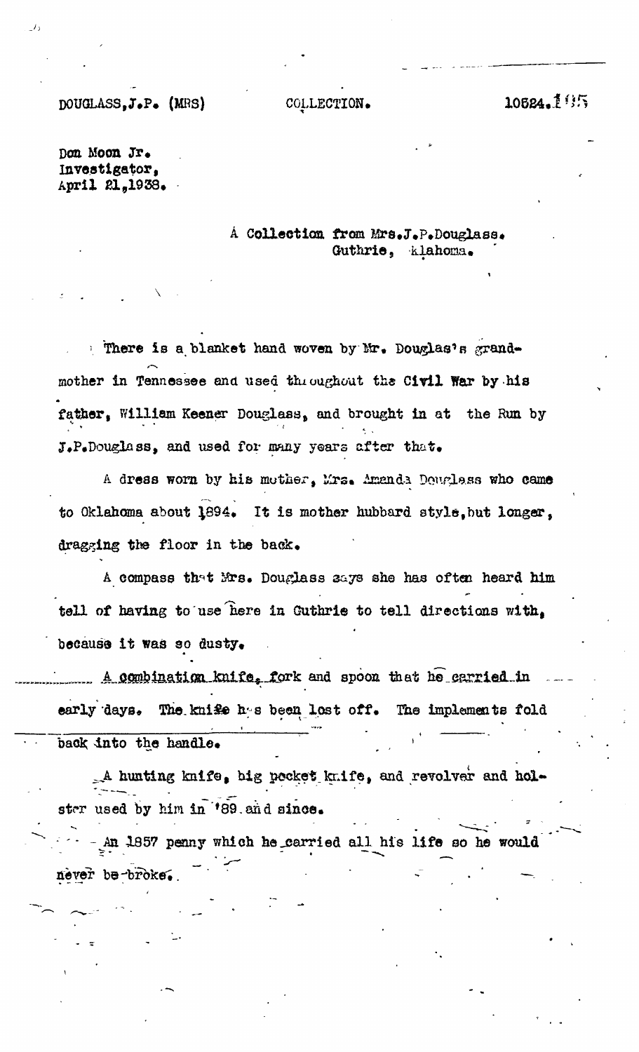DOUGLASS, J.P. (MRS) COLLECTION. 10524.195

Don Moon Jr.
Investigator,
April 21, 1938.

A Collection from Mrs. J.P. Douglass.
Guthrie, Oklahoma.

There is a blanket hand woven by Mr. Douglas's grandmother in Tennessee and used throughout the Civil War by his father, William Keener Douglass, and brought in at the Run by J.P. Douglass, and used for many years after that.

A dress worn by his mother, Mrs. Amanda Douglass who came to Oklahoma about 1894. It is mother hubbard style, but longer, dragging the floor in the back.

A compass that Mrs. Douglass says she has often heard him tell of having to use here in Guthrie to tell directions with, because it was so dusty.

A combination knife, fork and spoon that he carried in early days. The knife has been lost off. The implements fold back into the handle.

A hunting knife, big pocket knife, and revolver and holster used by him in '89 and since.

An 1857 penny which he carried all his life so he would never be broke.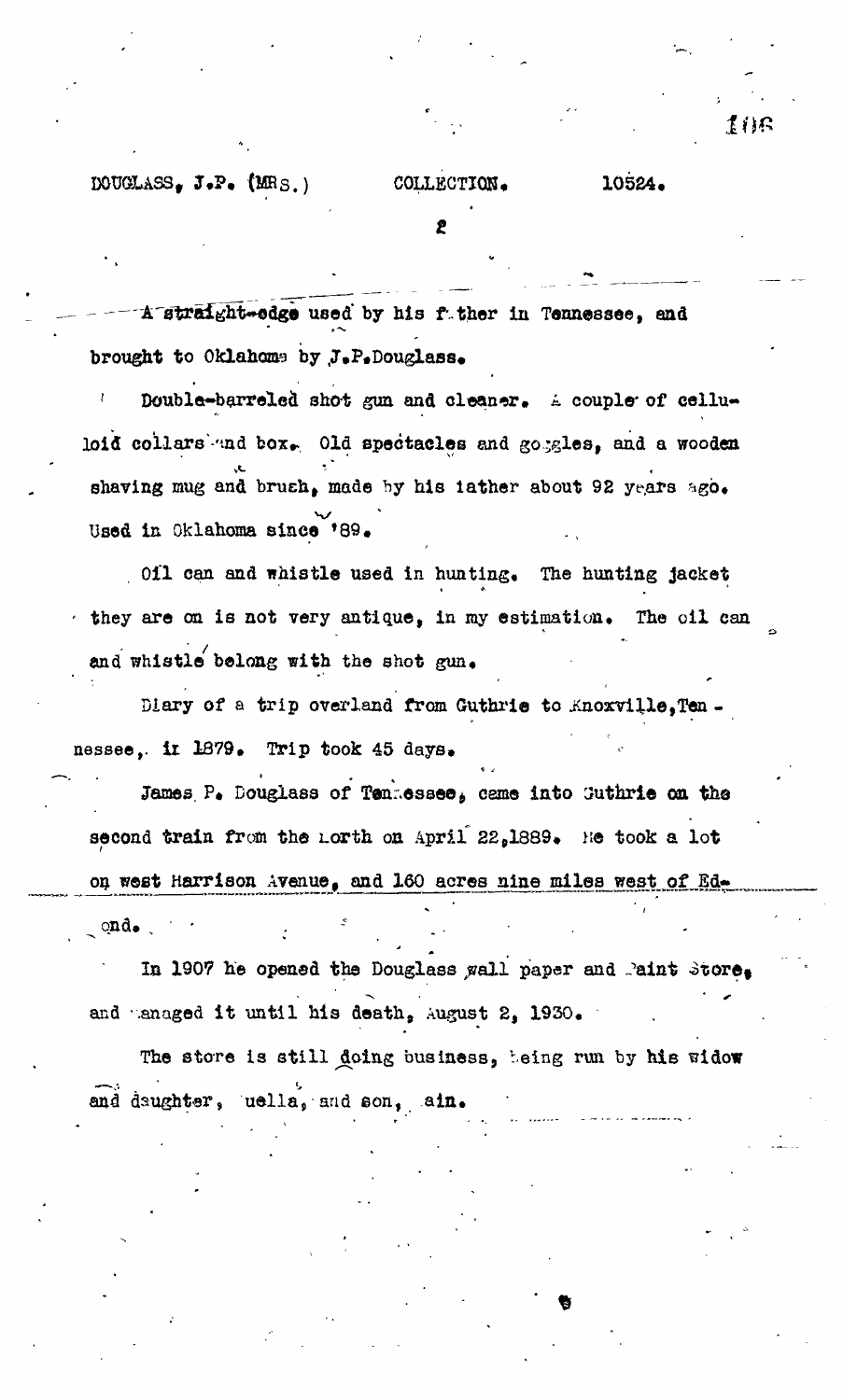DOUGLASS, J.P. (MRS.) COLLECTION. 10524.

A straight-edge used by his father in Tennessee, and brought to Oklahoma by J.P.Douglass.

Double-barreled shot gun and cleaner. A couple of celluloid collars and box. Old spectacles and goggles, and a wooden shaving mug and brush, made by his father about 92 years ago. Used in Oklahoma since '89.

Oil can and whistle used in hunting. The hunting jacket they are on is not very antique, in my estimation. The oil can and whistle belong with the shot gun.

Diary of a trip overland from Guthrie to Knoxville, Tennessee, in 1879. Trip took 45 days.

James P. Douglass of Tennessee, came into Guthrie on the second train from the North on April 22, 1889. He took a lot on west Harrison Avenue, and 160 acres nine miles west of Edmond.

In 1907 he opened the Douglass wall paper and Paint Store, and managed it until his death, August 2, 1930.

The store is still doing business, being run by his widow and daughter, uella, and son, ain.